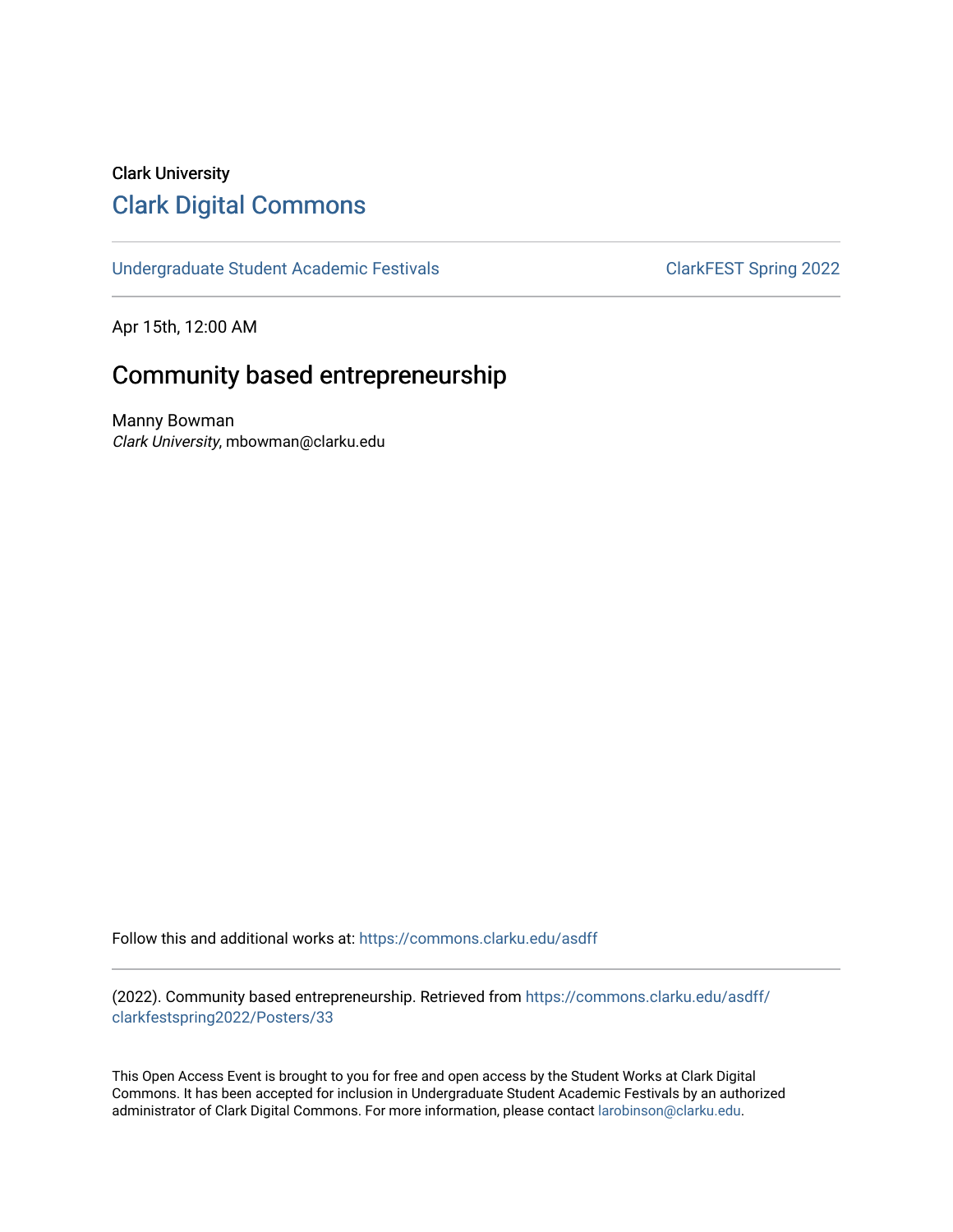Clark University

# Clark Digital Commons

Undergraduate Student Academic Festivals | ClarkFEST Spring 2022

Apr 15th, 12:00 AM

## Community based entrepreneurship

Manny Bowman
*Clark University*, mbowman@clarku.edu

Follow this and additional works at: https://commons.clarku.edu/asdff

(2022). Community based entrepreneurship. Retrieved from https://commons.clarku.edu/asdff/clarkfestspring2022/Posters/33

This Open Access Event is brought to you for free and open access by the Student Works at Clark Digital Commons. It has been accepted for inclusion in Undergraduate Student Academic Festivals by an authorized administrator of Clark Digital Commons. For more information, please contact larobinson@clarku.edu.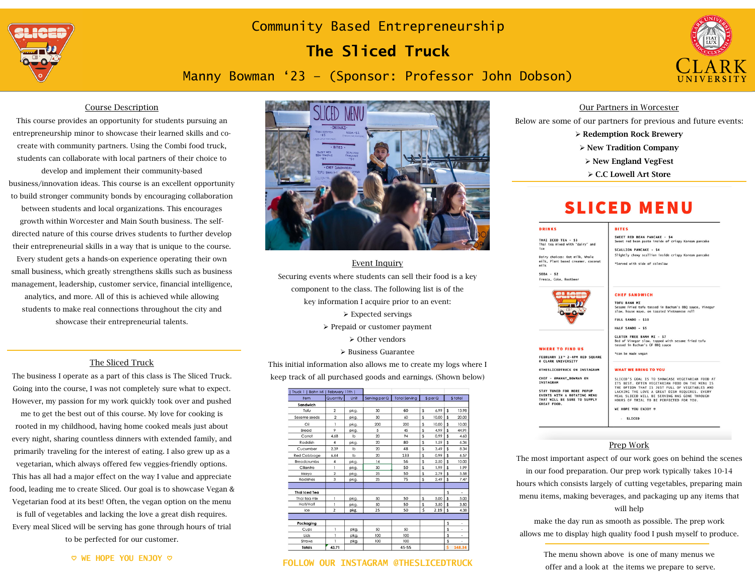# Community Based Entrepreneurship

# The Sliced Truck

Manny Bowman '23 – (Sponsor: Professor John Dobson)

## Course Description

This course provides an opportunity for students pursuing an entrepreneurship minor to showcase their learned skills and co-create with community partners. Using the Combi food truck, students can collaborate with local partners of their choice to develop and implement their community-based business/innovation ideas. This course is an excellent opportunity to build stronger community bonds by encouraging collaboration between students and local organizations. This encourages growth within Worcester and Main South business. The self-directed nature of this course drives students to further develop their entrepreneurial skills in a way that is unique to the course. Every student gets a hands-on experience operating their own small business, which greatly strengthens skills such as business management, leadership, customer service, financial intelligence, analytics, and more. All of this is achieved while allowing students to make real connections throughout the city and showcase their entrepreneurial talents.

## The Sliced Truck

The business I operate as a part of this class is The Sliced Truck. Going into the course, I was not completely sure what to expect. However, my passion for my work quickly took over and pushed me to get the best out of this course. My love for cooking is rooted in my childhood, having home cooked meals just about every night, sharing countless dinners with extended family, and primarily traveling for the interest of eating. I also grew up as a vegetarian, which always offered few veggies-friendly options. This has all had a major effect on the way I value and appreciate food, leading me to create Sliced. Our goal is to showcase Vegan & Vegetarian food at its best! Often, the vegan option on the menu is full of vegetables and lacking the love a great dish requires. Every meal Sliced will be serving has gone through hours of trial to be perfected for our customer.

♡ WE HOPE YOU ENJOY ♡

## Event Inquiry

Securing events where students can sell their food is a key component to the class. The following list is of the key information I acquire prior to an event:

- Expected servings
- Prepaid or customer payment
- Other vendors
- Business Guarantee

This initial information also allows me to create my logs where I keep track of all purchased goods and earnings. (Shown below)

| Truck 1 \| Bahn Mi \| February 11th | | | | | | |
|---|---|---|---|---|---|---|
| Item | Quantity | Unit | Serving per Q | Total Serving | $ per Q | $ total |
| **Sandwich** | | | | | | |
| Tofu | 2 | pkg. | 30 | 60 | $ 6.99 | $ 13.98 |
| Sesame seeds | 2 | pkg. | 30 | 60 | $ 10.00 | $ 20.00 |
| Oil | 1 | pkg. | 200 | 200 | $ 10.00 | $ 10.00 |
| Bread | 9 | pkg. | 5 | 45 | $ 4.99 | $ 44.91 |
| Carrot | 4.68 | lb | 20 | 94 | $ 0.99 | $ 4.63 |
| Raddish | 4 | pkg. | 20 | 80 | $ 1.59 | $ 6.36 |
| Cucumber | 2.39 | lb | 20 | 48 | $ 3.49 | $ 8.34 |
| Red Cabbage | 6.64 | lb | 20 | 133 | $ 0.99 | $ 6.57 |
| Breadcrumbs | 4 | pkg. | 14 | 56 | $ 2.50 | $ 10.00 |
| Cilantro | 1 | pkg. | 30 | 50 | $ 1.99 | $ 1.99 |
| Mayo | 2 | pkg. | 25 | 50 | $ 2.79 | $ 5.58 |
| Radishes | 3 | pkg. | 25 | 75 | $ 2.49 | $ 7.47 |
| | | | | | | |
| **Thai Iced Tea** | | | | | | $ - |
| Thai tea mix | 1 | pkg. | 50 | 50 | $ 5.00 | $ 5.00 |
| Half/Half | 1 | pkg. | 50 | 50 | $ 3.50 | $ 3.50 |
| Ice | 2 | pkg. | 25 | 50 | $ 2.19 | $ 4.38 |
| | | | | | | |
| **Packaging** | | | | | | $ - |
| Cups | 1 | pkg. | 50 | 50 | | $ - |
| Lids | 1 | pkg. | 100 | 100 | | $ - |
| Straws | 1 | pkg. | 100 | 100 | | $ - |
| **Totals** | 43.71 | | | 45-55 | | $ 148.34 |

FOLLOW OUR INSTAGRAM @THESLICEDTRUCK

## Our Partners in Worcester

Below are some of our partners for previous and future events:

- **Redemption Rock Brewery**
- **New Tradition Company**
- **New England VegFest**
- **C.C Lowell Art Store**

## SLICED MENU

**DRINKS**

THAI ICED TEA - $3
Thai tea mixed with "dairy" and ice

Dairy choices: Oat milk, Whole milk, Plant based creamer, coconut milk

SODA - $2
Fresca, Coke, Rootbeer

**BITES**

SWEET RED BEAN PANCAKE - $4
Sweet red bean paste inside of crispy Korean pancake

SCALLION PANCAKE - $4
Slightly chewy scallion inside crispy Korean pancake

*Served with side of coleslaw

**CHEF SANDWICH**

TOFU BANH MI
Sesame fried tofu tossed in Bachan's BBQ sauce, Vinegar slaw, house mayo, on toasted Vietnamese roll

FULL SANDO - $10

HALF SANDO - $5

GLUTEN FREE BANH MI - $7
Bed of Vinegar slaw, topped with sesame fried tofu tossed in Bachan's GF BBQ sauce

*can be made vegan

**WHERE TO FIND US**

FEBRUARY 11TH 2-4PM RED SQUARE @ CLARK UNIVERSITY

@THESLICEDTRUCK ON INSTAGRAM

CHEF - @MANNY_BOWMAN ON INSTAGRAM

STAY TUNED FOR MORE POPUP EVENTS WITH A ROTATING MENU THAT WILL BE SURE TO SUPPLY GREAT FOOD.

**WHAT WE BRING TO YOU**

SLICED'S GOAL IS TO SHOWCASE VEGETARIAN FOOD AT ITS BEST. OFTEN VEGETARIAN FOOD ON THE MENU IS THE OPTION THAT IS JUST FULL OF VEGETABLES AND LACKING THE LOVE A GREAT DISH REQUIRES. EVERY MEAL SLICED WILL BE SERVING HAS GONE THROUGH HOURS OF TRIAL TO BE PERFECTED FOR YOU.

WE HOPE YOU ENJOY ♡

- SLICED

## Prep Work

The most important aspect of our work goes on behind the scenes in our food preparation. Our prep work typically takes 10-14 hours which consists largely of cutting vegetables, preparing main menu items, making beverages, and packaging up any items that will help make the day run as smooth as possible. The prep work allows me to display high quality food I push myself to produce.

The menu shown above is one of many menus we offer and a look at the items we prepare to serve.